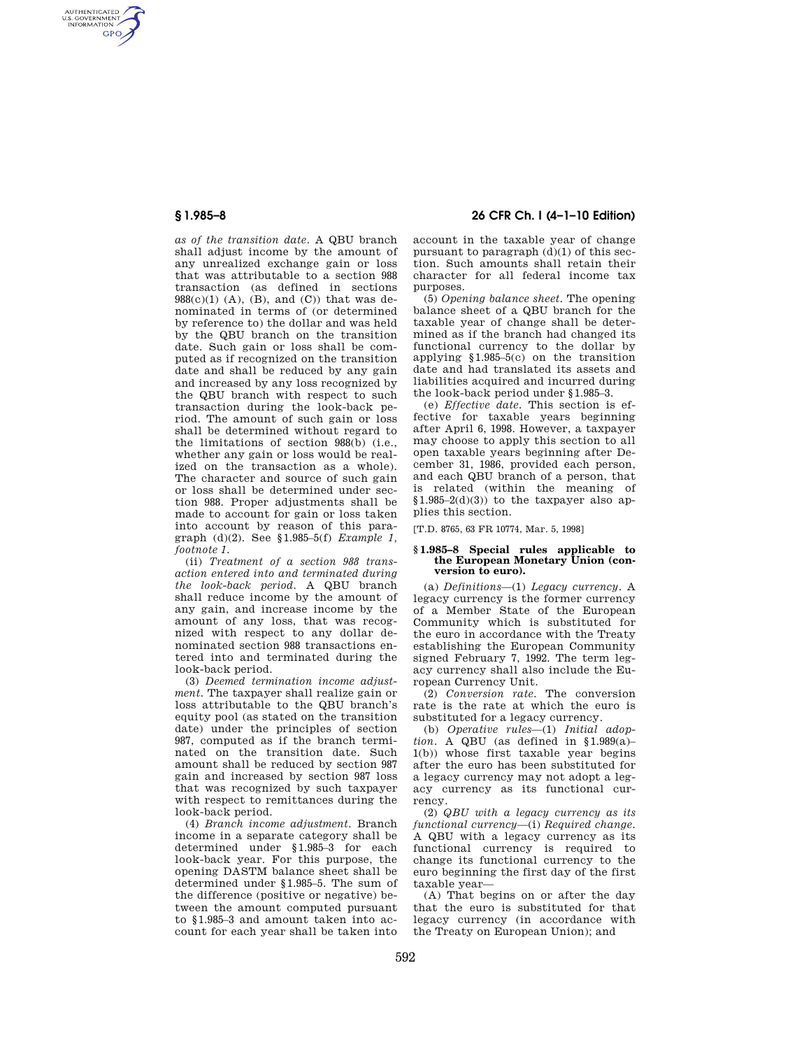*as of the transition date.* A QBU branch shall adjust income by the amount of any unrealized exchange gain or loss that was attributable to a section 988 transaction (as defined in sections 988(c)(1) (A), (B), and (C)) that was denominated in terms of (or determined by reference to) the dollar and was held by the QBU branch on the transition date. Such gain or loss shall be computed as if recognized on the transition date and shall be reduced by any gain and increased by any loss recognized by the QBU branch with respect to such transaction during the look-back period. The amount of such gain or loss shall be determined without regard to the limitations of section 988(b) (i.e., whether any gain or loss would be realized on the transaction as a whole). The character and source of such gain or loss shall be determined under section 988. Proper adjustments shall be made to account for gain or loss taken into account by reason of this paragraph (d)(2). See §1.985–5(f) *Example 1, footnote 1.*

(ii) *Treatment of a section 988 transaction entered into and terminated during the look-back period.* A QBU branch shall reduce income by the amount of any gain, and increase income by the amount of any loss, that was recognized with respect to any dollar denominated section 988 transactions entered into and terminated during the look-back period.

(3) *Deemed termination income adjustment.* The taxpayer shall realize gain or loss attributable to the QBU branch's equity pool (as stated on the transition date) under the principles of section 987, computed as if the branch terminated on the transition date. Such amount shall be reduced by section 987 gain and increased by section 987 loss that was recognized by such taxpayer with respect to remittances during the look-back period.

(4) *Branch income adjustment.* Branch income in a separate category shall be determined under §1.985–3 for each look-back year. For this purpose, the opening DASTM balance sheet shall be determined under §1.985–5. The sum of the difference (positive or negative) between the amount computed pursuant to §1.985–3 and amount taken into account for each year shall be taken into account in the taxable year of change pursuant to paragraph (d)(1) of this section. Such amounts shall retain their character for all federal income tax purposes.

(5) *Opening balance sheet.* The opening balance sheet of a QBU branch for the taxable year of change shall be determined as if the branch had changed its functional currency to the dollar by applying §1.985–5(c) on the transition date and had translated its assets and liabilities acquired and incurred during the look-back period under §1.985–3.

(e) *Effective date.* This section is effective for taxable years beginning after April 6, 1998. However, a taxpayer may choose to apply this section to all open taxable years beginning after December 31, 1986, provided each person, and each QBU branch of a person, that is related (within the meaning of §1.985–2(d)(3)) to the taxpayer also applies this section.

[T.D. 8765, 63 FR 10774, Mar. 5, 1998]

## §1.985–8 Special rules applicable to the European Monetary Union (conversion to euro).

(a) *Definitions*—(1) *Legacy currency.* A legacy currency is the former currency of a Member State of the European Community which is substituted for the euro in accordance with the Treaty establishing the European Community signed February 7, 1992. The term legacy currency shall also include the European Currency Unit.

(2) *Conversion rate.* The conversion rate is the rate at which the euro is substituted for a legacy currency.

(b) *Operative rules*—(1) *Initial adoption.* A QBU (as defined in §1.989(a)–1(b)) whose first taxable year begins after the euro has been substituted for a legacy currency may not adopt a legacy currency as its functional currency.

(2) *QBU with a legacy currency as its functional currency*—(i) *Required change.* A QBU with a legacy currency as its functional currency is required to change its functional currency to the euro beginning the first day of the first taxable year—

(A) That begins on or after the day that the euro is substituted for that legacy currency (in accordance with the Treaty on European Union); and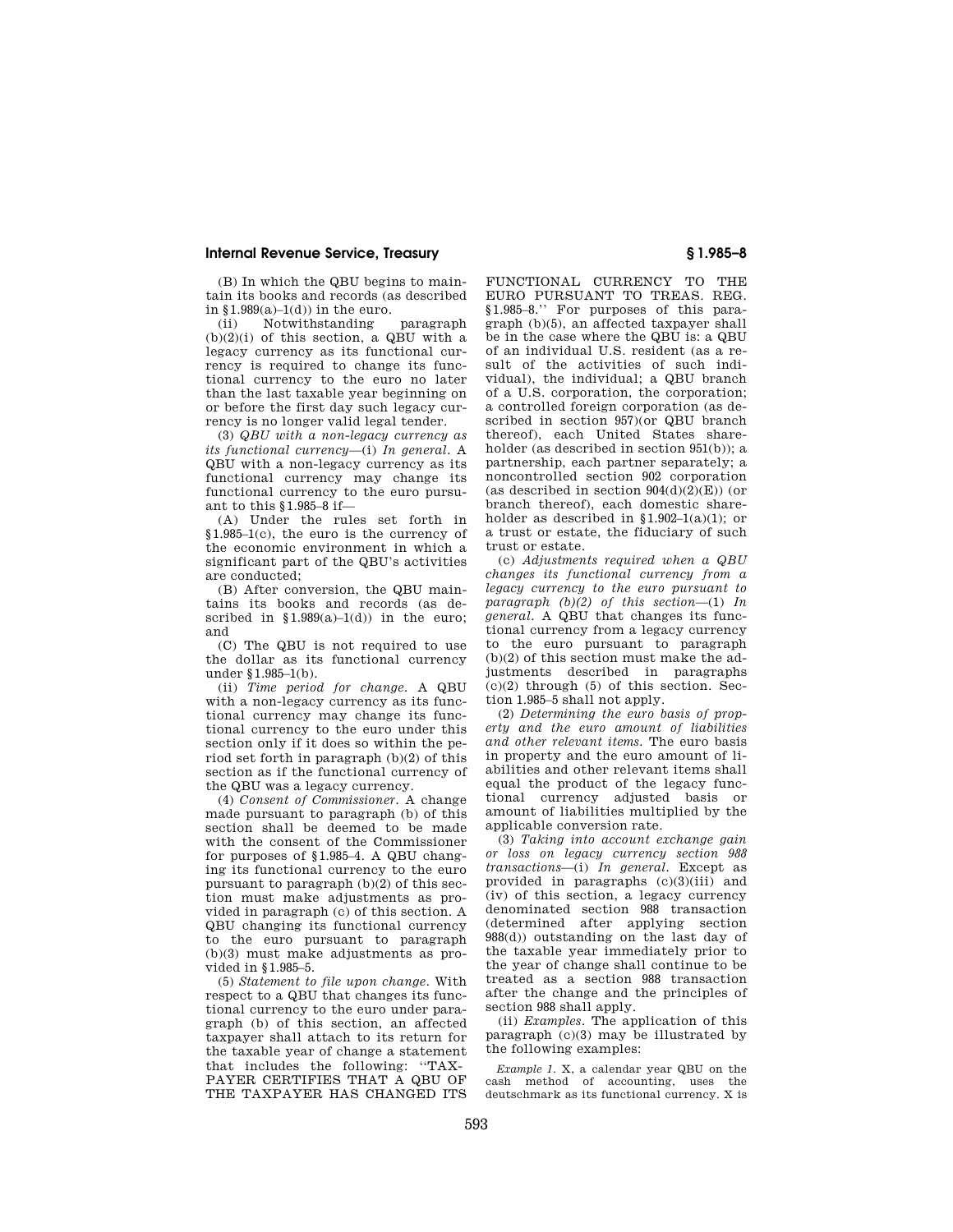(B) In which the QBU begins to maintain its books and records (as described in §1.989(a)–1(d)) in the euro.

(ii) Notwithstanding paragraph (b)(2)(i) of this section, a QBU with a legacy currency as its functional currency is required to change its functional currency to the euro no later than the last taxable year beginning on or before the first day such legacy currency is no longer valid legal tender.

(3) *QBU with a non-legacy currency as its functional currency*—(i) *In general.* A QBU with a non-legacy currency as its functional currency may change its functional currency to the euro pursuant to this §1.985–8 if—

(A) Under the rules set forth in §1.985–1(c), the euro is the currency of the economic environment in which a significant part of the QBU's activities are conducted;

(B) After conversion, the QBU maintains its books and records (as described in §1.989(a)–1(d)) in the euro; and

(C) The QBU is not required to use the dollar as its functional currency under §1.985–1(b).

(ii) *Time period for change.* A QBU with a non-legacy currency as its functional currency may change its functional currency to the euro under this section only if it does so within the period set forth in paragraph (b)(2) of this section as if the functional currency of the QBU was a legacy currency.

(4) *Consent of Commissioner.* A change made pursuant to paragraph (b) of this section shall be deemed to be made with the consent of the Commissioner for purposes of §1.985–4. A QBU changing its functional currency to the euro pursuant to paragraph (b)(2) of this section must make adjustments as provided in paragraph (c) of this section. A QBU changing its functional currency to the euro pursuant to paragraph (b)(3) must make adjustments as provided in §1.985–5.

(5) *Statement to file upon change.* With respect to a QBU that changes its functional currency to the euro under paragraph (b) of this section, an affected taxpayer shall attach to its return for the taxable year of change a statement that includes the following: ''TAXPAYER CERTIFIES THAT A QBU OF THE TAXPAYER HAS CHANGED ITS FUNCTIONAL CURRENCY TO THE EURO PURSUANT TO TREAS. REG. §1.985–8.'' For purposes of this paragraph (b)(5), an affected taxpayer shall be in the case where the QBU is: a QBU of an individual U.S. resident (as a result of the activities of such individual), the individual; a QBU branch of a U.S. corporation, the corporation; a controlled foreign corporation (as described in section 957)(or QBU branch thereof), each United States shareholder (as described in section 951(b)); a partnership, each partner separately; a noncontrolled section 902 corporation (as described in section 904(d)(2)(E)) (or branch thereof), each domestic shareholder as described in §1.902–1(a)(1); or a trust or estate, the fiduciary of such trust or estate.

(c) *Adjustments required when a QBU changes its functional currency from a legacy currency to the euro pursuant to paragraph (b)(2) of this section*—(1) *In general.* A QBU that changes its functional currency from a legacy currency to the euro pursuant to paragraph (b)(2) of this section must make the adjustments described in paragraphs (c)(2) through (5) of this section. Section 1.985–5 shall not apply.

(2) *Determining the euro basis of property and the euro amount of liabilities and other relevant items.* The euro basis in property and the euro amount of liabilities and other relevant items shall equal the product of the legacy functional currency adjusted basis or amount of liabilities multiplied by the applicable conversion rate.

(3) *Taking into account exchange gain or loss on legacy currency section 988 transactions*—(i) *In general.* Except as provided in paragraphs (c)(3)(iii) and (iv) of this section, a legacy currency denominated section 988 transaction (determined after applying section 988(d)) outstanding on the last day of the taxable year immediately prior to the year of change shall continue to be treated as a section 988 transaction after the change and the principles of section 988 shall apply.

(ii) *Examples.* The application of this paragraph (c)(3) may be illustrated by the following examples:

*Example 1.* X, a calendar year QBU on the cash method of accounting, uses the deutschmark as its functional currency. X is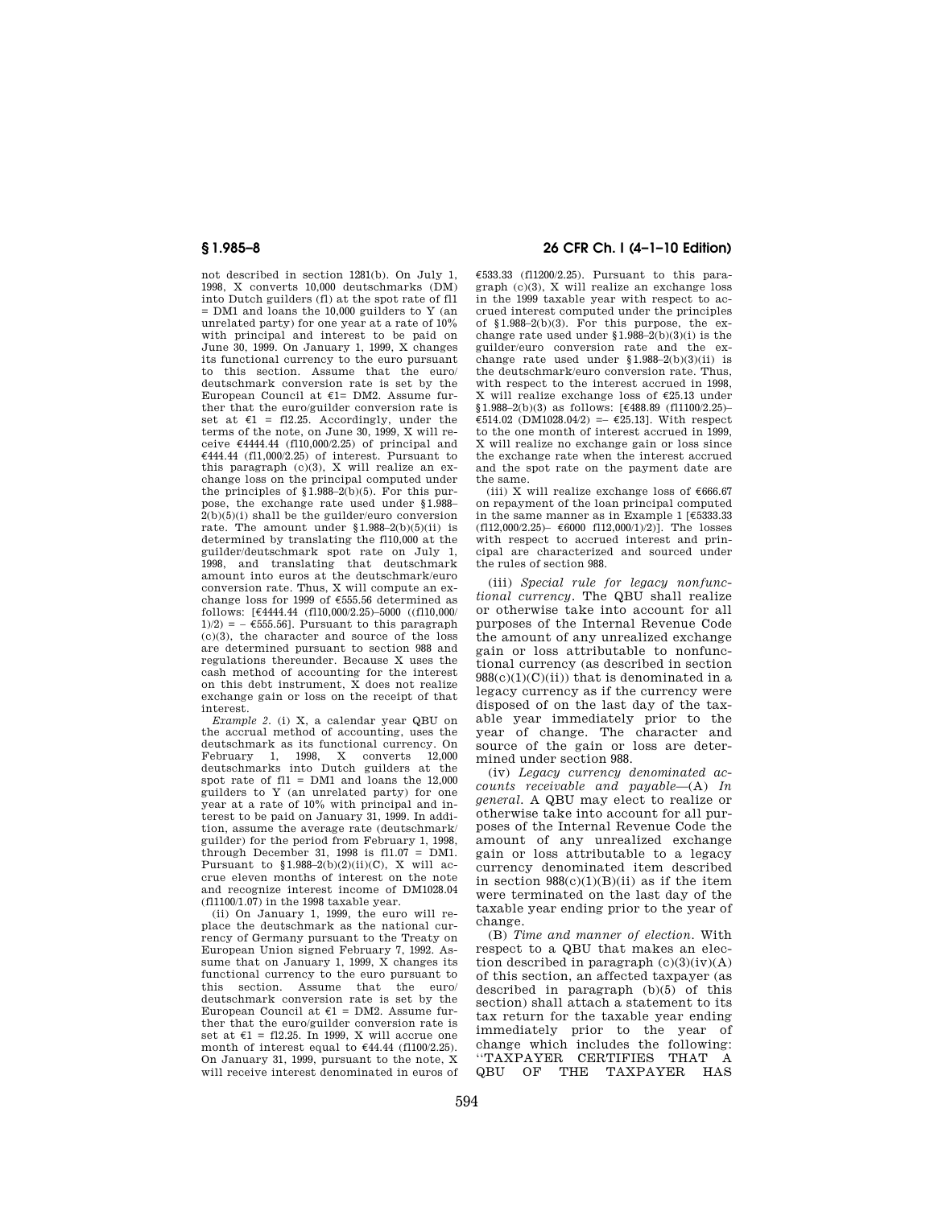not described in section 1281(b). On July 1, 1998, X converts 10,000 deutschmarks (DM) into Dutch guilders (fl) at the spot rate of fl1 = DM1 and loans the 10,000 guilders to Y (an unrelated party) for one year at a rate of 10% with principal and interest to be paid on June 30, 1999. On January 1, 1999, X changes its functional currency to the euro pursuant to this section. Assume that the euro/deutschmark conversion rate is set by the European Council at €1= DM2. Assume further that the euro/guilder conversion rate is set at €1 = fl2.25. Accordingly, under the terms of the note, on June 30, 1999, X will receive €4444.44 (fl10,000/2.25) of principal and €444.44 (fl1,000/2.25) of interest. Pursuant to this paragraph (c)(3), X will realize an exchange loss on the principal computed under the principles of §1.988–2(b)(5). For this purpose, the exchange rate used under §1.988–2(b)(5)(i) shall be the guilder/euro conversion rate. The amount under §1.988–2(b)(5)(ii) is determined by translating the fl10,000 at the guilder/deutschmark spot rate on July 1, 1998, and translating that deutschmark amount into euros at the deutschmark/euro conversion rate. Thus, X will compute an exchange loss for 1999 of €555.56 determined as follows: [€4444.44 (fl10,000/2.25)–5000 ((fl10,000/1)/2) = – €555.56]. Pursuant to this paragraph (c)(3), the character and source of the loss are determined pursuant to section 988 and regulations thereunder. Because X uses the cash method of accounting for the interest on this debt instrument, X does not realize exchange gain or loss on the receipt of that interest.

*Example 2.* (i) X, a calendar year QBU on the accrual method of accounting, uses the deutschmark as its functional currency. On February 1, 1998, X converts 12,000 deutschmarks into Dutch guilders at the spot rate of fl1 = DM1 and loans the 12,000 guilders to Y (an unrelated party) for one year at a rate of 10% with principal and interest to be paid on January 31, 1999. In addition, assume the average rate (deutschmark/guilder) for the period from February 1, 1998, through December 31, 1998 is fl1.07 = DM1. Pursuant to §1.988–2(b)(2)(ii)(C), X will accrue eleven months of interest on the note and recognize interest income of DM1028.04 (fl1100/1.07) in the 1998 taxable year.

(ii) On January 1, 1999, the euro will replace the deutschmark as the national currency of Germany pursuant to the Treaty on European Union signed February 7, 1992. Assume that on January 1, 1999, X changes its functional currency to the euro pursuant to this section. Assume that the euro/deutschmark conversion rate is set by the European Council at €1 = DM2. Assume further that the euro/guilder conversion rate is set at €1 = fl2.25. In 1999, X will accrue one month of interest equal to €44.44 (fl100/2.25). On January 31, 1999, pursuant to the note, X will receive interest denominated in euros of €533.33 (fl1200/2.25). Pursuant to this paragraph (c)(3), X will realize an exchange loss in the 1999 taxable year with respect to accrued interest computed under the principles of §1.988–2(b)(3). For this purpose, the exchange rate used under §1.988–2(b)(3)(i) is the guilder/euro conversion rate and the exchange rate used under §1.988–2(b)(3)(ii) is the deutschmark/euro conversion rate. Thus, with respect to the interest accrued in 1998, X will realize exchange loss of €25.13 under §1.988–2(b)(3) as follows: [€488.89 (fl1100/2.25)–€514.02 (DM1028.04/2) =– €25.13]. With respect to the one month of interest accrued in 1999, X will realize no exchange gain or loss since the exchange rate when the interest accrued and the spot rate on the payment date are the same.

(iii) X will realize exchange loss of €666.67 on repayment of the loan principal computed in the same manner as in Example 1 [€5333.33 (fl12,000/2.25)– €6000 fl12,000/1)/2)]. The losses with respect to accrued interest and principal are characterized and sourced under the rules of section 988.

(iii) *Special rule for legacy nonfunctional currency.* The QBU shall realize or otherwise take into account for all purposes of the Internal Revenue Code the amount of any unrealized exchange gain or loss attributable to nonfunctional currency (as described in section 988(c)(1)(C)(ii)) that is denominated in a legacy currency as if the currency were disposed of on the last day of the taxable year immediately prior to the year of change. The character and source of the gain or loss are determined under section 988.

(iv) *Legacy currency denominated accounts receivable and payable*—(A) *In general.* A QBU may elect to realize or otherwise take into account for all purposes of the Internal Revenue Code the amount of any unrealized exchange gain or loss attributable to a legacy currency denominated item described in section 988(c)(1)(B)(ii) as if the item were terminated on the last day of the taxable year ending prior to the year of change.

(B) *Time and manner of election.* With respect to a QBU that makes an election described in paragraph (c)(3)(iv)(A) of this section, an affected taxpayer (as described in paragraph (b)(5) of this section) shall attach a statement to its tax return for the taxable year ending immediately prior to the year of change which includes the following: "TAXPAYER CERTIFIES THAT A QBU OF THE TAXPAYER HAS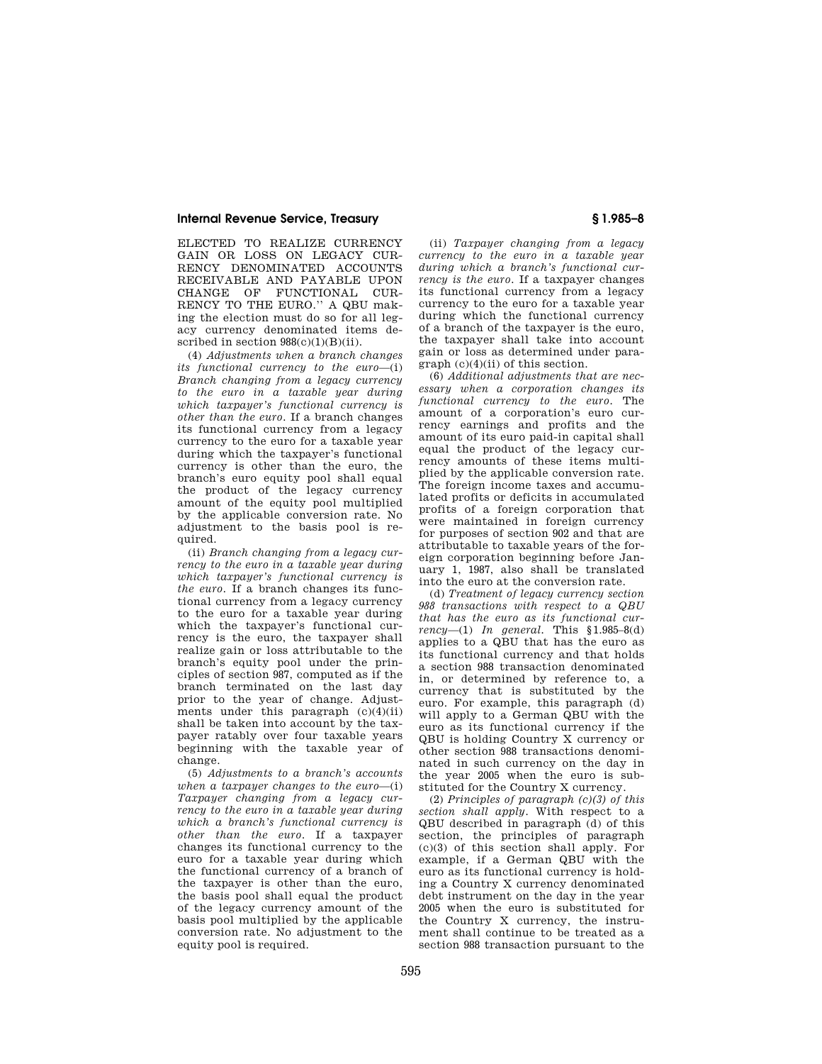ELECTED TO REALIZE CURRENCY GAIN OR LOSS ON LEGACY CURRENCY DENOMINATED ACCOUNTS RECEIVABLE AND PAYABLE UPON CHANGE OF FUNCTIONAL CURRENCY TO THE EURO.'' A QBU making the election must do so for all legacy currency denominated items described in section 988(c)(1)(B)(ii).

(4) *Adjustments when a branch changes its functional currency to the euro*—(i) *Branch changing from a legacy currency to the euro in a taxable year during which taxpayer's functional currency is other than the euro.* If a branch changes its functional currency from a legacy currency to the euro for a taxable year during which the taxpayer's functional currency is other than the euro, the branch's euro equity pool shall equal the product of the legacy currency amount of the equity pool multiplied by the applicable conversion rate. No adjustment to the basis pool is required.

(ii) *Branch changing from a legacy currency to the euro in a taxable year during which taxpayer's functional currency is the euro.* If a branch changes its functional currency from a legacy currency to the euro for a taxable year during which the taxpayer's functional currency is the euro, the taxpayer shall realize gain or loss attributable to the branch's equity pool under the principles of section 987, computed as if the branch terminated on the last day prior to the year of change. Adjustments under this paragraph (c)(4)(ii) shall be taken into account by the taxpayer ratably over four taxable years beginning with the taxable year of change.

(5) *Adjustments to a branch's accounts when a taxpayer changes to the euro*—(i) *Taxpayer changing from a legacy currency to the euro in a taxable year during which a branch's functional currency is other than the euro.* If a taxpayer changes its functional currency to the euro for a taxable year during which the functional currency of a branch of the taxpayer is other than the euro, the basis pool shall equal the product of the legacy currency amount of the basis pool multiplied by the applicable conversion rate. No adjustment to the equity pool is required.

(ii) *Taxpayer changing from a legacy currency to the euro in a taxable year during which a branch's functional currency is the euro.* If a taxpayer changes its functional currency from a legacy currency to the euro for a taxable year during which the functional currency of a branch of the taxpayer is the euro, the taxpayer shall take into account gain or loss as determined under paragraph (c)(4)(ii) of this section.

(6) *Additional adjustments that are necessary when a corporation changes its functional currency to the euro.* The amount of a corporation's euro currency earnings and profits and the amount of its euro paid-in capital shall equal the product of the legacy currency amounts of these items multiplied by the applicable conversion rate. The foreign income taxes and accumulated profits or deficits in accumulated profits of a foreign corporation that were maintained in foreign currency for purposes of section 902 and that are attributable to taxable years of the foreign corporation beginning before January 1, 1987, also shall be translated into the euro at the conversion rate.

(d) *Treatment of legacy currency section 988 transactions with respect to a QBU that has the euro as its functional currency*—(1) *In general.* This §1.985–8(d) applies to a QBU that has the euro as its functional currency and that holds a section 988 transaction denominated in, or determined by reference to, a currency that is substituted by the euro. For example, this paragraph (d) will apply to a German QBU with the euro as its functional currency if the QBU is holding Country X currency or other section 988 transactions denominated in such currency on the day in the year 2005 when the euro is substituted for the Country X currency.

(2) *Principles of paragraph (c)(3) of this section shall apply.* With respect to a QBU described in paragraph (d) of this section, the principles of paragraph (c)(3) of this section shall apply. For example, if a German QBU with the euro as its functional currency is holding a Country X currency denominated debt instrument on the day in the year 2005 when the euro is substituted for the Country X currency, the instrument shall continue to be treated as a section 988 transaction pursuant to the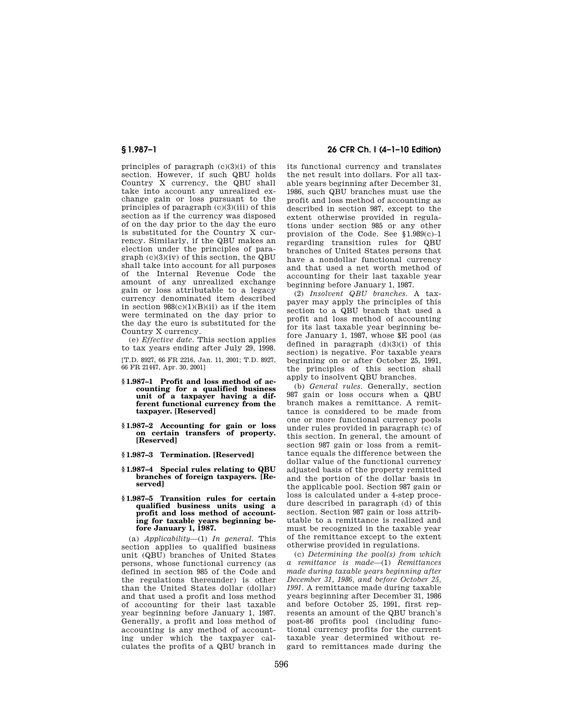principles of paragraph (c)(3)(i) of this section. However, if such QBU holds Country X currency, the QBU shall take into account any unrealized exchange gain or loss pursuant to the principles of paragraph (c)(3)(iii) of this section as if the currency was disposed of on the day prior to the day the euro is substituted for the Country X currency. Similarly, if the QBU makes an election under the principles of paragraph (c)(3)(iv) of this section, the QBU shall take into account for all purposes of the Internal Revenue Code the amount of any unrealized exchange gain or loss attributable to a legacy currency denominated item described in section 988(c)(1)(B)(ii) as if the item were terminated on the day prior to the day the euro is substituted for the Country X currency.

(e) *Effective date.* This section applies to tax years ending after July 29, 1998.

[T.D. 8927, 66 FR 2216, Jan. 11, 2001; T.D. 8927, 66 FR 21447, Apr. 30, 2001]

**§ 1.987–1 Profit and loss method of accounting for a qualified business unit of a taxpayer having a different functional currency from the taxpayer. [Reserved]**

**§ 1.987–2 Accounting for gain or loss on certain transfers of property. [Reserved]**

**§ 1.987–3 Termination. [Reserved]**

**§ 1.987–4 Special rules relating to QBU branches of foreign taxpayers. [Reserved]**

**§ 1.987–5 Transition rules for certain qualified business units using a profit and loss method of accounting for taxable years beginning before January 1, 1987.**

(a) *Applicability*—(1) *In general.* This section applies to qualified business unit (QBU) branches of United States persons, whose functional currency (as defined in section 985 of the Code and the regulations thereunder) is other than the United States dollar (dollar) and that used a profit and loss method of accounting for their last taxable year beginning before January 1, 1987. Generally, a profit and loss method of accounting is any method of accounting under which the taxpayer calculates the profits of a QBU branch in its functional currency and translates the net result into dollars. For all taxable years beginning after December 31, 1986, such QBU branches must use the profit and loss method of accounting as described in section 987, except to the extent otherwise provided in regulations under section 985 or any other provision of the Code. See §1.989(c)–1 regarding transition rules for QBU branches of United States persons that have a nondollar functional currency and that used a net worth method of accounting for their last taxable year beginning before January 1, 1987.

(2) *Insolvent QBU branches.* A taxpayer may apply the principles of this section to a QBU branch that used a profit and loss method of accounting for its last taxable year beginning before January 1, 1987, whose $E pool (as defined in paragraph (d)(3)(i) of this section) is negative. For taxable years beginning on or after October 25, 1991, the principles of this section shall apply to insolvent QBU branches.

(b) *General rules.* Generally, section 987 gain or loss occurs when a QBU branch makes a remittance. A remittance is considered to be made from one or more functional currency pools under rules provided in paragraph (c) of this section. In general, the amount of section 987 gain or loss from a remittance equals the difference between the dollar value of the functional currency adjusted basis of the property remitted and the portion of the dollar basis in the applicable pool. Section 987 gain or loss is calculated under a 4-step procedure described in paragraph (d) of this section. Section 987 gain or loss attributable to a remittance is realized and must be recognized in the taxable year of the remittance except to the extent otherwise provided in regulations.

(c) *Determining the pool(s) from which a remittance is made*—(1) *Remittances made during taxable years beginning after December 31, 1986, and before October 25, 1991.* A remittance made during taxable years beginning after December 31, 1986 and before October 25, 1991, first represents an amount of the QBU branch's post-86 profits pool (including functional currency profits for the current taxable year determined without regard to remittances made during the